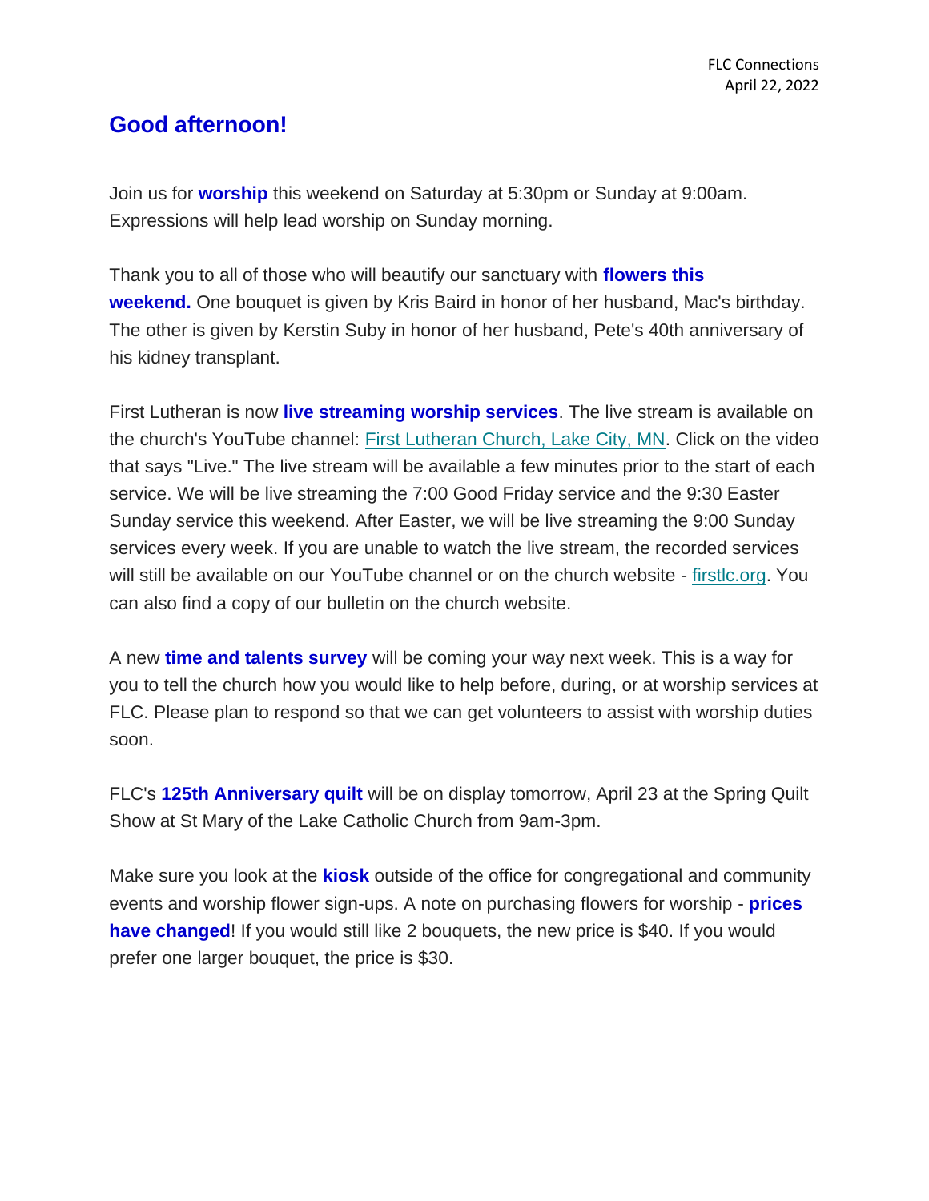FLC Connections
April 22, 2022

## Good afternoon!

Join us for **worship** this weekend on Saturday at 5:30pm or Sunday at 9:00am. Expressions will help lead worship on Sunday morning.

Thank you to all of those who will beautify our sanctuary with **flowers this weekend.** One bouquet is given by Kris Baird in honor of her husband, Mac's birthday. The other is given by Kerstin Suby in honor of her husband, Pete's 40th anniversary of his kidney transplant.

First Lutheran is now **live streaming worship services**. The live stream is available on the church's YouTube channel: [First Lutheran Church, Lake City, MN](). Click on the video that says "Live." The live stream will be available a few minutes prior to the start of each service. We will be live streaming the 7:00 Good Friday service and the 9:30 Easter Sunday service this weekend. After Easter, we will be live streaming the 9:00 Sunday services every week. If you are unable to watch the live stream, the recorded services will still be available on our YouTube channel or on the church website - [firstlc.org](). You can also find a copy of our bulletin on the church website.

A new **time and talents survey** will be coming your way next week. This is a way for you to tell the church how you would like to help before, during, or at worship services at FLC. Please plan to respond so that we can get volunteers to assist with worship duties soon.

FLC's **125th Anniversary quilt** will be on display tomorrow, April 23 at the Spring Quilt Show at St Mary of the Lake Catholic Church from 9am-3pm.

Make sure you look at the **kiosk** outside of the office for congregational and community events and worship flower sign-ups. A note on purchasing flowers for worship - **prices have changed**! If you would still like 2 bouquets, the new price is $40. If you would prefer one larger bouquet, the price is $30.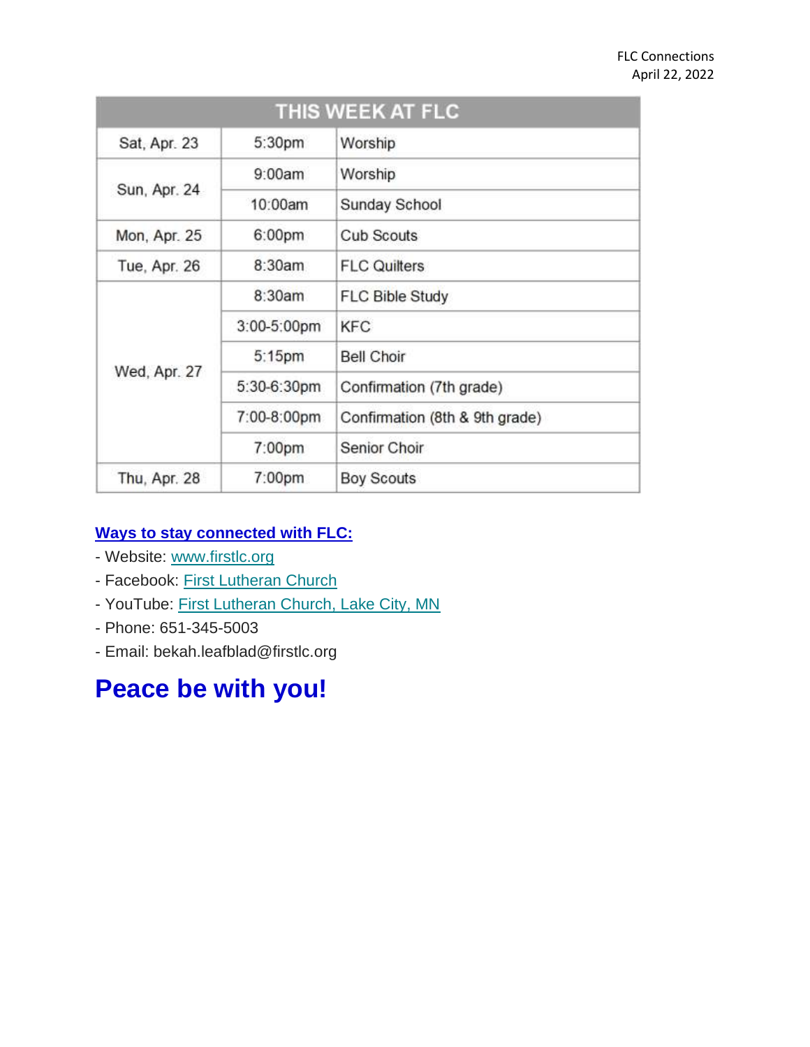| THIS WEEK AT FLC | | |
|---|---|---|
| Sat, Apr. 23 | 5:30pm | Worship |
| Sun, Apr. 24 | 9:00am | Worship |
| | 10:00am | Sunday School |
| Mon, Apr. 25 | 6:00pm | Cub Scouts |
| Tue, Apr. 26 | 8:30am | FLC Quilters |
| Wed, Apr. 27 | 8:30am | FLC Bible Study |
| | 3:00-5:00pm | KFC |
| | 5:15pm | Bell Choir |
| | 5:30-6:30pm | Confirmation (7th grade) |
| | 7:00-8:00pm | Confirmation (8th & 9th grade) |
| | 7:00pm | Senior Choir |
| Thu, Apr. 28 | 7:00pm | Boy Scouts |

**Ways to stay connected with FLC:**

- Website: www.firstlc.org
- Facebook: First Lutheran Church
- YouTube: First Lutheran Church, Lake City, MN
- Phone: 651-345-5003
- Email: bekah.leafblad@firstlc.org

# Peace be with you!